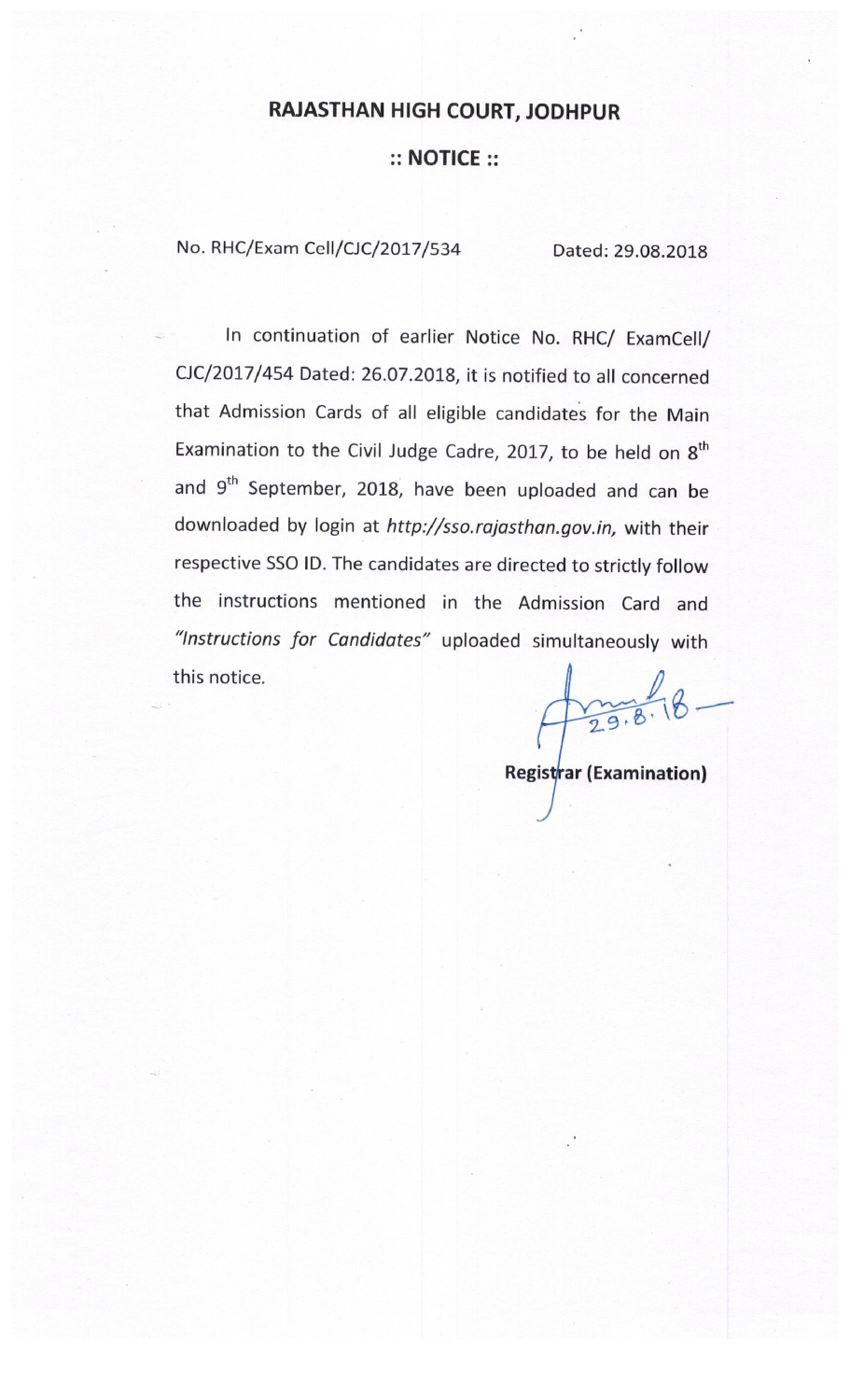# RAJASTHAN HIGH COURT, JODHPUR

## :: NOTICE ::

No. RHC/Exam Cell/CJC/2017/534 Dated: 29.08.2018

In continuation of earlier Notice No. RHC/ ExamCell/ CJC/2017/454 Dated: 26.07.2018, it is notified to all concerned that Admission Cards of all eligible candidates for the Main Examination to the Civil Judge Cadre, 2017, to be held on 8th and 9th September, 2018, have been uploaded and can be downloaded by login at *http://sso.rajasthan.gov.in,* with their respective SSO ID. The candidates are directed to strictly follow the instructions mentioned in the Admission Card and *"Instructions for Candidates"* uploaded simultaneously with this notice.

29.8.18

**Registrar (Examination)**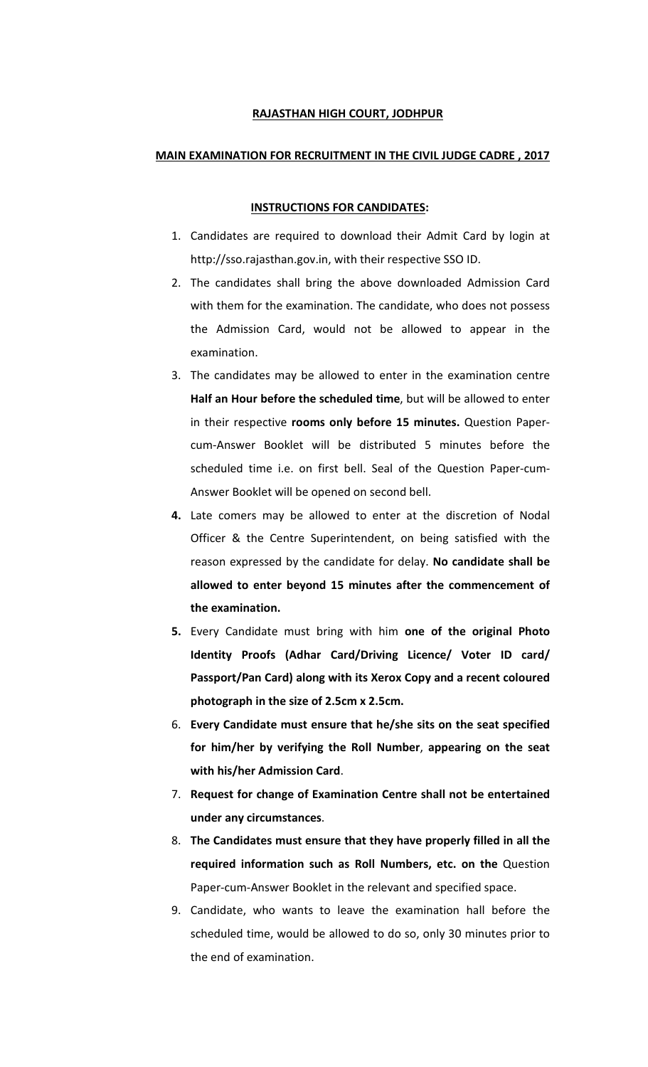**RAJASTHAN HIGH COURT, JODHPUR**

**MAIN EXAMINATION FOR RECRUITMENT IN THE CIVIL JUDGE CADRE , 2017**

**INSTRUCTIONS FOR CANDIDATES:**

1. Candidates are required to download their Admit Card by login at http://sso.rajasthan.gov.in, with their respective SSO ID.
2. The candidates shall bring the above downloaded Admission Card with them for the examination. The candidate, who does not possess the Admission Card, would not be allowed to appear in the examination.
3. The candidates may be allowed to enter in the examination centre **Half an Hour before the scheduled time**, but will be allowed to enter in their respective **rooms only before 15 minutes.** Question Paper-cum-Answer Booklet will be distributed 5 minutes before the scheduled time i.e. on first bell. Seal of the Question Paper-cum-Answer Booklet will be opened on second bell.
4. Late comers may be allowed to enter at the discretion of Nodal Officer & the Centre Superintendent, on being satisfied with the reason expressed by the candidate for delay. **No candidate shall be allowed to enter beyond 15 minutes after the commencement of the examination.**
5. Every Candidate must bring with him **one of the original Photo Identity Proofs (Adhar Card/Driving Licence/ Voter ID card/ Passport/Pan Card) along with its Xerox Copy and a recent coloured photograph in the size of 2.5cm x 2.5cm.**
6. **Every Candidate must ensure that he/she sits on the seat specified for him/her by verifying the Roll Number**, **appearing on the seat with his/her Admission Card**.
7. **Request for change of Examination Centre shall not be entertained under any circumstances**.
8. **The Candidates must ensure that they have properly filled in all the required information such as Roll Numbers, etc. on the** Question Paper-cum-Answer Booklet in the relevant and specified space.
9. Candidate, who wants to leave the examination hall before the scheduled time, would be allowed to do so, only 30 minutes prior to the end of examination.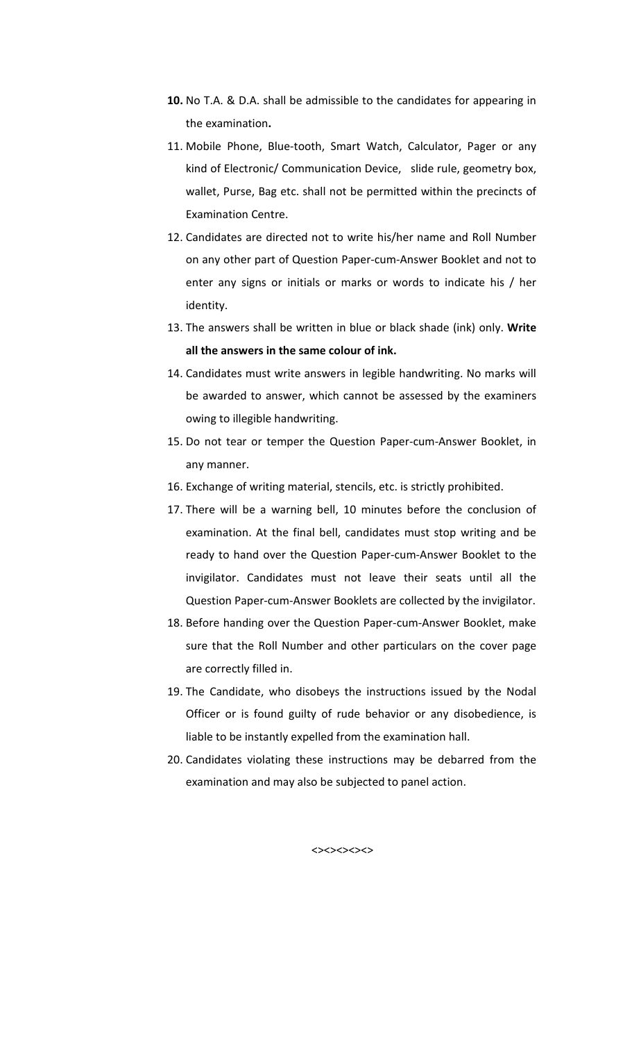10. No T.A. & D.A. shall be admissible to the candidates for appearing in the examination**.**

11. Mobile Phone, Blue-tooth, Smart Watch, Calculator, Pager or any kind of Electronic/ Communication Device, slide rule, geometry box, wallet, Purse, Bag etc. shall not be permitted within the precincts of Examination Centre.

12. Candidates are directed not to write his/her name and Roll Number on any other part of Question Paper-cum-Answer Booklet and not to enter any signs or initials or marks or words to indicate his / her identity.

13. The answers shall be written in blue or black shade (ink) only. **Write all the answers in the same colour of ink.**

14. Candidates must write answers in legible handwriting. No marks will be awarded to answer, which cannot be assessed by the examiners owing to illegible handwriting.

15. Do not tear or temper the Question Paper-cum-Answer Booklet, in any manner.

16. Exchange of writing material, stencils, etc. is strictly prohibited.

17. There will be a warning bell, 10 minutes before the conclusion of examination. At the final bell, candidates must stop writing and be ready to hand over the Question Paper-cum-Answer Booklet to the invigilator. Candidates must not leave their seats until all the Question Paper-cum-Answer Booklets are collected by the invigilator.

18. Before handing over the Question Paper-cum-Answer Booklet, make sure that the Roll Number and other particulars on the cover page are correctly filled in.

19. The Candidate, who disobeys the instructions issued by the Nodal Officer or is found guilty of rude behavior or any disobedience, is liable to be instantly expelled from the examination hall.

20. Candidates violating these instructions may be debarred from the examination and may also be subjected to panel action.

<><><><><>